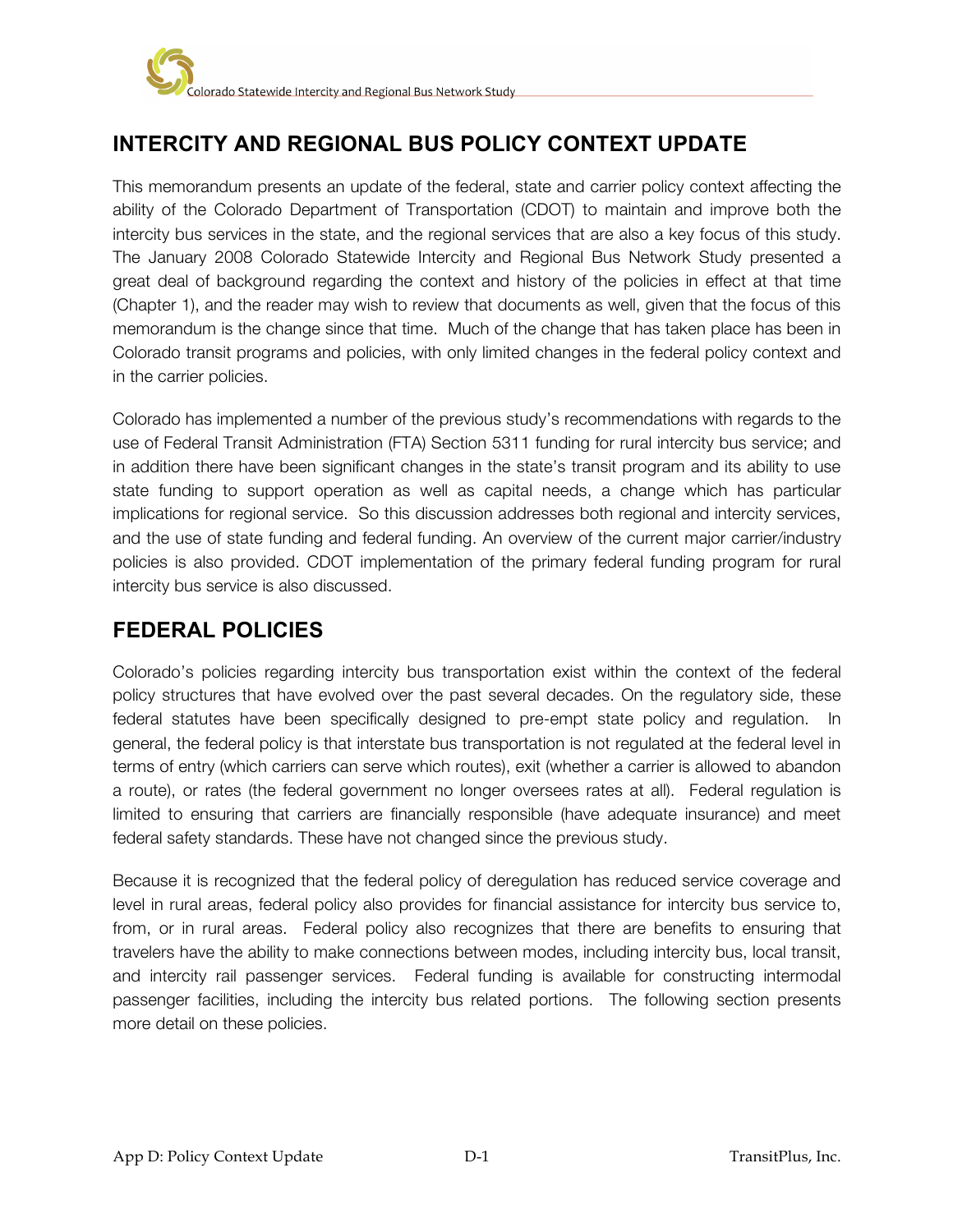## INTERCITY AND REGIONAL BUS POLICY CONTEXT UPDATE

This memorandum presents an update of the federal, state and carrier policy context affecting the ability of the Colorado Department of Transportation (CDOT) to maintain and improve both the intercity bus services in the state, and the regional services that are also a key focus of this study. The January 2008 Colorado Statewide Intercity and Regional Bus Network Study presented a great deal of background regarding the context and history of the policies in effect at that time (Chapter 1), and the reader may wish to review that documents as well, given that the focus of this memorandum is the change since that time. Much of the change that has taken place has been in Colorado transit programs and policies, with only limited changes in the federal policy context and in the carrier policies.

Colorado has implemented a number of the previous study's recommendations with regards to the use of Federal Transit Administration (FTA) Section 5311 funding for rural intercity bus service; and in addition there have been significant changes in the state's transit program and its ability to use state funding to support operation as well as capital needs, a change which has particular implications for regional service. So this discussion addresses both regional and intercity services, and the use of state funding and federal funding. An overview of the current major carrier/industry policies is also provided. CDOT implementation of the primary federal funding program for rural intercity bus service is also discussed.

## FEDERAL POLICIES

Colorado's policies regarding intercity bus transportation exist within the context of the federal policy structures that have evolved over the past several decades. On the regulatory side, these federal statutes have been specifically designed to pre-empt state policy and regulation. In general, the federal policy is that interstate bus transportation is not regulated at the federal level in terms of entry (which carriers can serve which routes), exit (whether a carrier is allowed to abandon a route), or rates (the federal government no longer oversees rates at all). Federal regulation is limited to ensuring that carriers are financially responsible (have adequate insurance) and meet federal safety standards. These have not changed since the previous study.

Because it is recognized that the federal policy of deregulation has reduced service coverage and level in rural areas, federal policy also provides for financial assistance for intercity bus service to, from, or in rural areas. Federal policy also recognizes that there are benefits to ensuring that travelers have the ability to make connections between modes, including intercity bus, local transit, and intercity rail passenger services. Federal funding is available for constructing intermodal passenger facilities, including the intercity bus related portions. The following section presents more detail on these policies.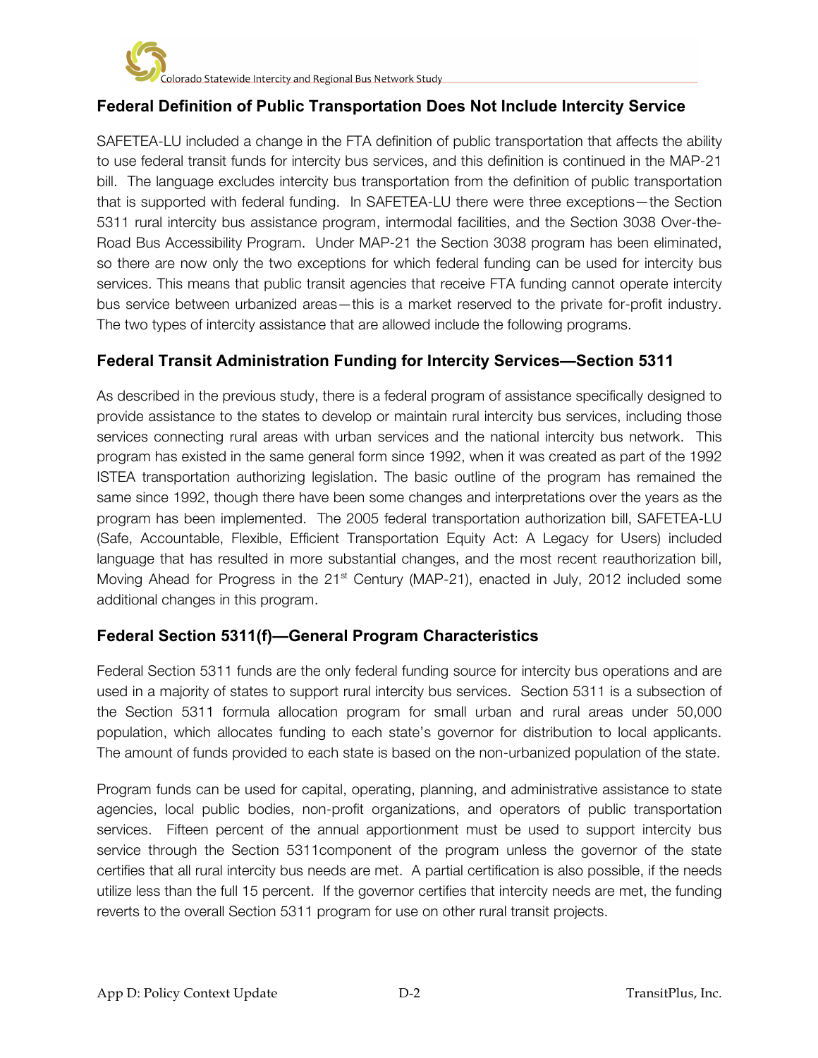## Federal Definition of Public Transportation Does Not Include Intercity Service

SAFETEA-LU included a change in the FTA definition of public transportation that affects the ability to use federal transit funds for intercity bus services, and this definition is continued in the MAP-21 bill. The language excludes intercity bus transportation from the definition of public transportation that is supported with federal funding. In SAFETEA-LU there were three exceptions—the Section 5311 rural intercity bus assistance program, intermodal facilities, and the Section 3038 Over-the-Road Bus Accessibility Program. Under MAP-21 the Section 3038 program has been eliminated, so there are now only the two exceptions for which federal funding can be used for intercity bus services. This means that public transit agencies that receive FTA funding cannot operate intercity bus service between urbanized areas—this is a market reserved to the private for-profit industry. The two types of intercity assistance that are allowed include the following programs.

## Federal Transit Administration Funding for Intercity Services—Section 5311

As described in the previous study, there is a federal program of assistance specifically designed to provide assistance to the states to develop or maintain rural intercity bus services, including those services connecting rural areas with urban services and the national intercity bus network. This program has existed in the same general form since 1992, when it was created as part of the 1992 ISTEA transportation authorizing legislation. The basic outline of the program has remained the same since 1992, though there have been some changes and interpretations over the years as the program has been implemented. The 2005 federal transportation authorization bill, SAFETEA-LU (Safe, Accountable, Flexible, Efficient Transportation Equity Act: A Legacy for Users) included language that has resulted in more substantial changes, and the most recent reauthorization bill, Moving Ahead for Progress in the 21st Century (MAP-21), enacted in July, 2012 included some additional changes in this program.

## Federal Section 5311(f)—General Program Characteristics

Federal Section 5311 funds are the only federal funding source for intercity bus operations and are used in a majority of states to support rural intercity bus services. Section 5311 is a subsection of the Section 5311 formula allocation program for small urban and rural areas under 50,000 population, which allocates funding to each state's governor for distribution to local applicants. The amount of funds provided to each state is based on the non-urbanized population of the state.

Program funds can be used for capital, operating, planning, and administrative assistance to state agencies, local public bodies, non-profit organizations, and operators of public transportation services. Fifteen percent of the annual apportionment must be used to support intercity bus service through the Section 5311component of the program unless the governor of the state certifies that all rural intercity bus needs are met. A partial certification is also possible, if the needs utilize less than the full 15 percent. If the governor certifies that intercity needs are met, the funding reverts to the overall Section 5311 program for use on other rural transit projects.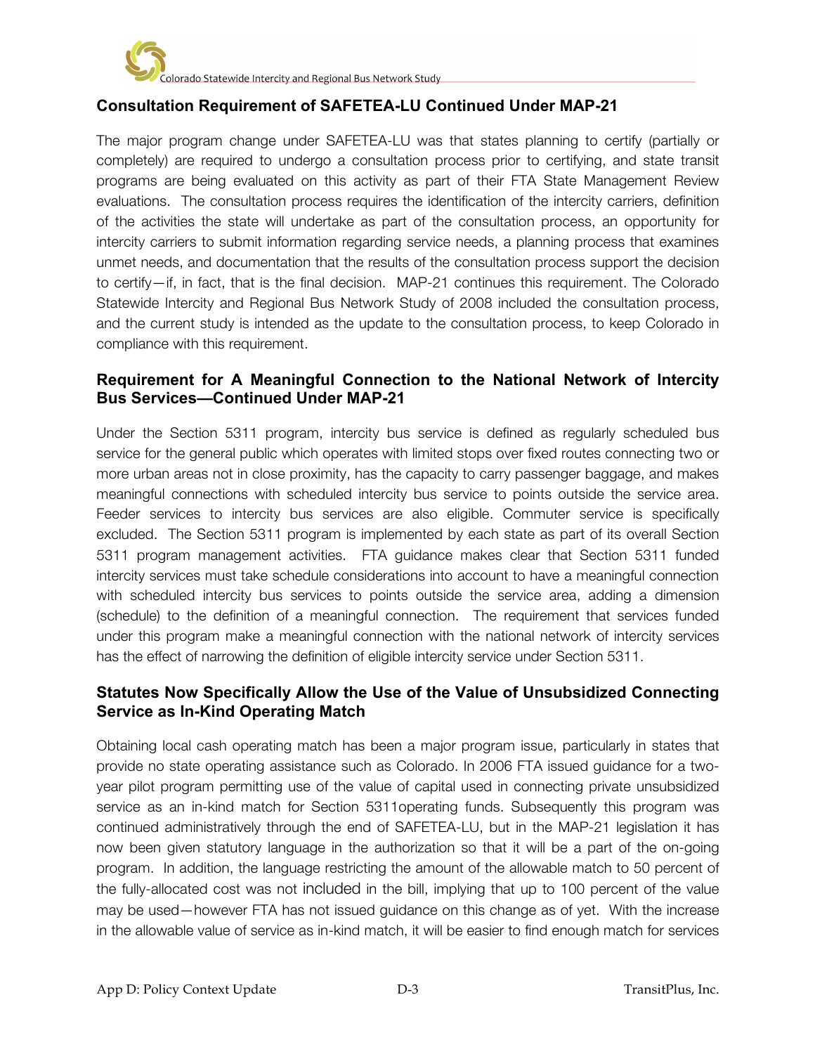### Consultation Requirement of SAFETEA-LU Continued Under MAP-21

The major program change under SAFETEA-LU was that states planning to certify (partially or completely) are required to undergo a consultation process prior to certifying, and state transit programs are being evaluated on this activity as part of their FTA State Management Review evaluations. The consultation process requires the identification of the intercity carriers, definition of the activities the state will undertake as part of the consultation process, an opportunity for intercity carriers to submit information regarding service needs, a planning process that examines unmet needs, and documentation that the results of the consultation process support the decision to certify—if, in fact, that is the final decision. MAP-21 continues this requirement. The Colorado Statewide Intercity and Regional Bus Network Study of 2008 included the consultation process, and the current study is intended as the update to the consultation process, to keep Colorado in compliance with this requirement.

### Requirement for A Meaningful Connection to the National Network of Intercity Bus Services—Continued Under MAP-21

Under the Section 5311 program, intercity bus service is defined as regularly scheduled bus service for the general public which operates with limited stops over fixed routes connecting two or more urban areas not in close proximity, has the capacity to carry passenger baggage, and makes meaningful connections with scheduled intercity bus service to points outside the service area. Feeder services to intercity bus services are also eligible. Commuter service is specifically excluded. The Section 5311 program is implemented by each state as part of its overall Section 5311 program management activities. FTA guidance makes clear that Section 5311 funded intercity services must take schedule considerations into account to have a meaningful connection with scheduled intercity bus services to points outside the service area, adding a dimension (schedule) to the definition of a meaningful connection. The requirement that services funded under this program make a meaningful connection with the national network of intercity services has the effect of narrowing the definition of eligible intercity service under Section 5311.

### Statutes Now Specifically Allow the Use of the Value of Unsubsidized Connecting Service as In-Kind Operating Match

Obtaining local cash operating match has been a major program issue, particularly in states that provide no state operating assistance such as Colorado. In 2006 FTA issued guidance for a two-year pilot program permitting use of the value of capital used in connecting private unsubsidized service as an in-kind match for Section 5311operating funds. Subsequently this program was continued administratively through the end of SAFETEA-LU, but in the MAP-21 legislation it has now been given statutory language in the authorization so that it will be a part of the on-going program. In addition, the language restricting the amount of the allowable match to 50 percent of the fully-allocated cost was not included in the bill, implying that up to 100 percent of the value may be used—however FTA has not issued guidance on this change as of yet. With the increase in the allowable value of service as in-kind match, it will be easier to find enough match for services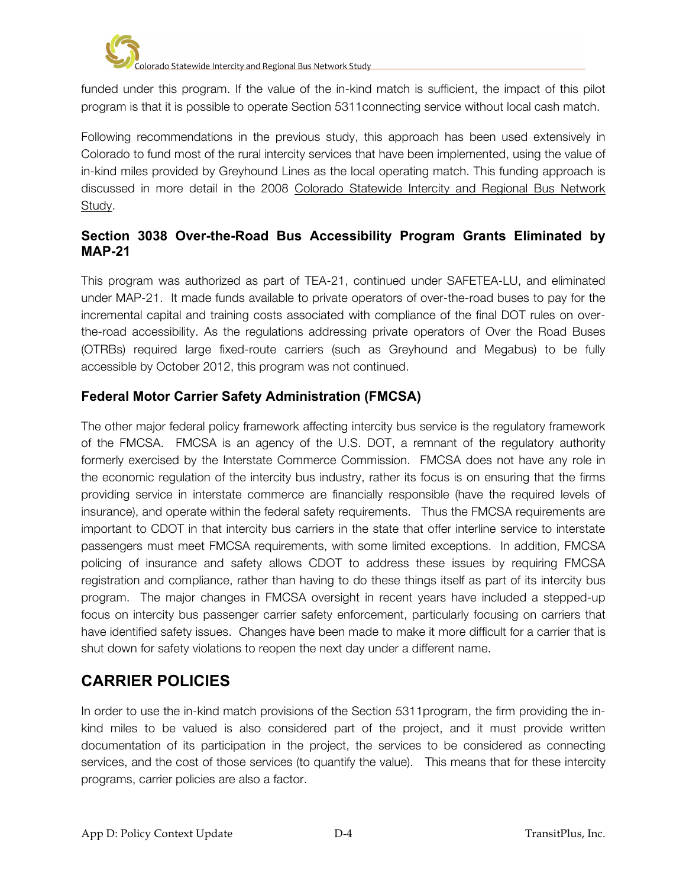funded under this program. If the value of the in-kind match is sufficient, the impact of this pilot program is that it is possible to operate Section 5311connecting service without local cash match.

Following recommendations in the previous study, this approach has been used extensively in Colorado to fund most of the rural intercity services that have been implemented, using the value of in-kind miles provided by Greyhound Lines as the local operating match. This funding approach is discussed in more detail in the 2008 Colorado Statewide Intercity and Regional Bus Network Study.

### Section 3038 Over-the-Road Bus Accessibility Program Grants Eliminated by MAP-21

This program was authorized as part of TEA-21, continued under SAFETEA-LU, and eliminated under MAP-21. It made funds available to private operators of over-the-road buses to pay for the incremental capital and training costs associated with compliance of the final DOT rules on over-the-road accessibility. As the regulations addressing private operators of Over the Road Buses (OTRBs) required large fixed-route carriers (such as Greyhound and Megabus) to be fully accessible by October 2012, this program was not continued.

### Federal Motor Carrier Safety Administration (FMCSA)

The other major federal policy framework affecting intercity bus service is the regulatory framework of the FMCSA. FMCSA is an agency of the U.S. DOT, a remnant of the regulatory authority formerly exercised by the Interstate Commerce Commission. FMCSA does not have any role in the economic regulation of the intercity bus industry, rather its focus is on ensuring that the firms providing service in interstate commerce are financially responsible (have the required levels of insurance), and operate within the federal safety requirements. Thus the FMCSA requirements are important to CDOT in that intercity bus carriers in the state that offer interline service to interstate passengers must meet FMCSA requirements, with some limited exceptions. In addition, FMCSA policing of insurance and safety allows CDOT to address these issues by requiring FMCSA registration and compliance, rather than having to do these things itself as part of its intercity bus program. The major changes in FMCSA oversight in recent years have included a stepped-up focus on intercity bus passenger carrier safety enforcement, particularly focusing on carriers that have identified safety issues. Changes have been made to make it more difficult for a carrier that is shut down for safety violations to reopen the next day under a different name.

## CARRIER POLICIES

In order to use the in-kind match provisions of the Section 5311program, the firm providing the in-kind miles to be valued is also considered part of the project, and it must provide written documentation of its participation in the project, the services to be considered as connecting services, and the cost of those services (to quantify the value). This means that for these intercity programs, carrier policies are also a factor.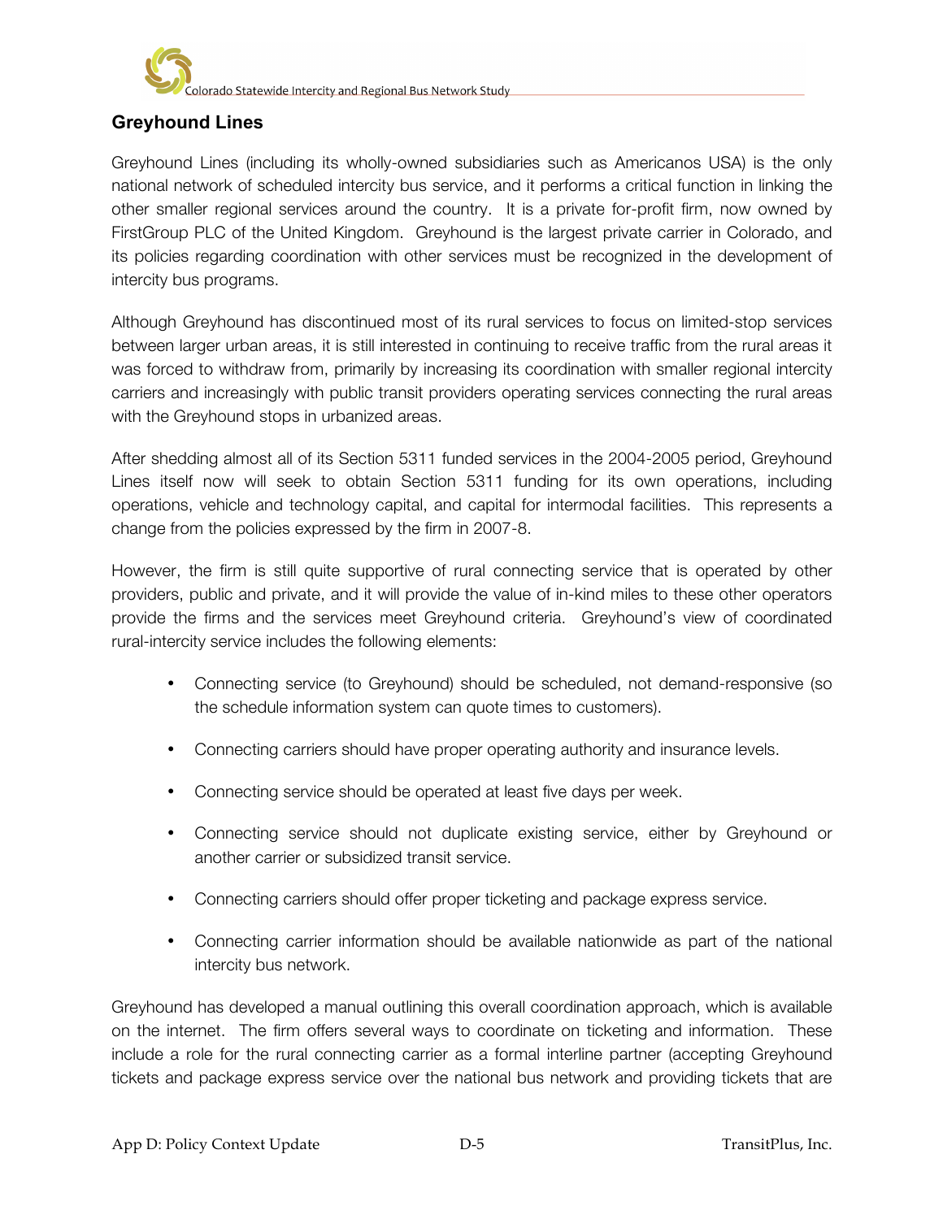## Greyhound Lines

Greyhound Lines (including its wholly-owned subsidiaries such as Americanos USA) is the only national network of scheduled intercity bus service, and it performs a critical function in linking the other smaller regional services around the country. It is a private for-profit firm, now owned by FirstGroup PLC of the United Kingdom. Greyhound is the largest private carrier in Colorado, and its policies regarding coordination with other services must be recognized in the development of intercity bus programs.

Although Greyhound has discontinued most of its rural services to focus on limited-stop services between larger urban areas, it is still interested in continuing to receive traffic from the rural areas it was forced to withdraw from, primarily by increasing its coordination with smaller regional intercity carriers and increasingly with public transit providers operating services connecting the rural areas with the Greyhound stops in urbanized areas.

After shedding almost all of its Section 5311 funded services in the 2004-2005 period, Greyhound Lines itself now will seek to obtain Section 5311 funding for its own operations, including operations, vehicle and technology capital, and capital for intermodal facilities. This represents a change from the policies expressed by the firm in 2007-8.

However, the firm is still quite supportive of rural connecting service that is operated by other providers, public and private, and it will provide the value of in-kind miles to these other operators provide the firms and the services meet Greyhound criteria. Greyhound's view of coordinated rural-intercity service includes the following elements:

- Connecting service (to Greyhound) should be scheduled, not demand-responsive (so the schedule information system can quote times to customers).
- Connecting carriers should have proper operating authority and insurance levels.
- Connecting service should be operated at least five days per week.
- Connecting service should not duplicate existing service, either by Greyhound or another carrier or subsidized transit service.
- Connecting carriers should offer proper ticketing and package express service.
- Connecting carrier information should be available nationwide as part of the national intercity bus network.

Greyhound has developed a manual outlining this overall coordination approach, which is available on the internet. The firm offers several ways to coordinate on ticketing and information. These include a role for the rural connecting carrier as a formal interline partner (accepting Greyhound tickets and package express service over the national bus network and providing tickets that are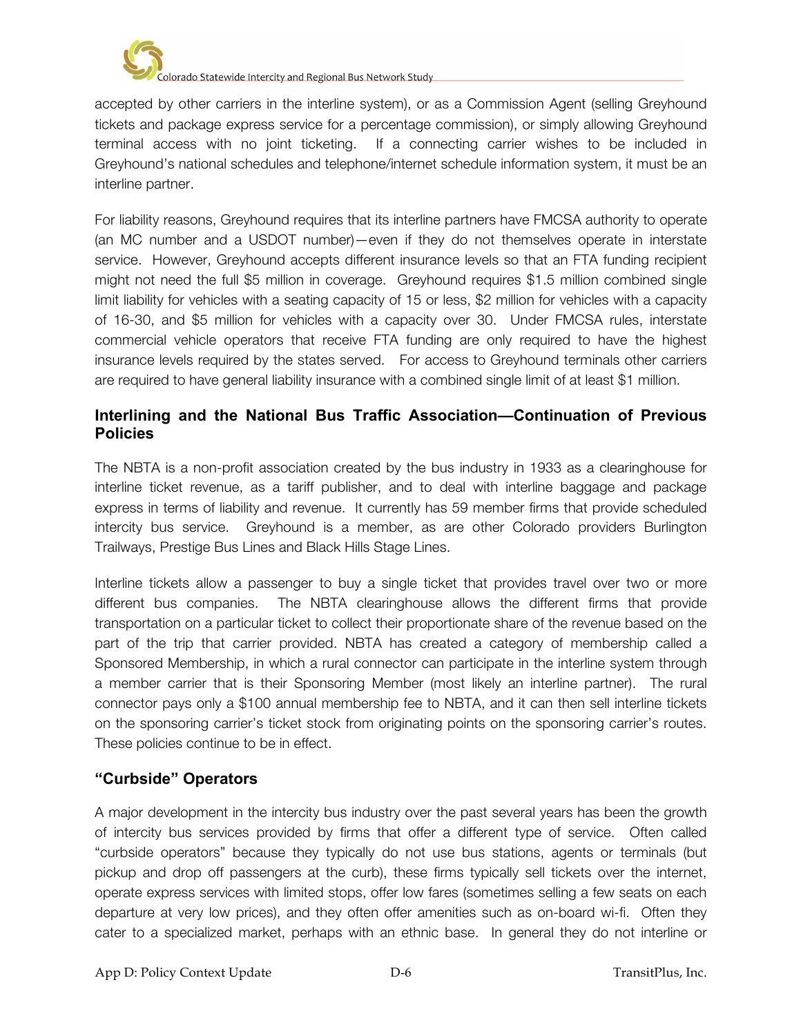accepted by other carriers in the interline system), or as a Commission Agent (selling Greyhound tickets and package express service for a percentage commission), or simply allowing Greyhound terminal access with no joint ticketing. If a connecting carrier wishes to be included in Greyhound's national schedules and telephone/internet schedule information system, it must be an interline partner.

For liability reasons, Greyhound requires that its interline partners have FMCSA authority to operate (an MC number and a USDOT number)—even if they do not themselves operate in interstate service. However, Greyhound accepts different insurance levels so that an FTA funding recipient might not need the full $5 million in coverage. Greyhound requires $1.5 million combined single limit liability for vehicles with a seating capacity of 15 or less, $2 million for vehicles with a capacity of 16-30, and $5 million for vehicles with a capacity over 30. Under FMCSA rules, interstate commercial vehicle operators that receive FTA funding are only required to have the highest insurance levels required by the states served. For access to Greyhound terminals other carriers are required to have general liability insurance with a combined single limit of at least $1 million.

### Interlining and the National Bus Traffic Association—Continuation of Previous Policies

The NBTA is a non-profit association created by the bus industry in 1933 as a clearinghouse for interline ticket revenue, as a tariff publisher, and to deal with interline baggage and package express in terms of liability and revenue. It currently has 59 member firms that provide scheduled intercity bus service. Greyhound is a member, as are other Colorado providers Burlington Trailways, Prestige Bus Lines and Black Hills Stage Lines.

Interline tickets allow a passenger to buy a single ticket that provides travel over two or more different bus companies. The NBTA clearinghouse allows the different firms that provide transportation on a particular ticket to collect their proportionate share of the revenue based on the part of the trip that carrier provided. NBTA has created a category of membership called a Sponsored Membership, in which a rural connector can participate in the interline system through a member carrier that is their Sponsoring Member (most likely an interline partner). The rural connector pays only a $100 annual membership fee to NBTA, and it can then sell interline tickets on the sponsoring carrier's ticket stock from originating points on the sponsoring carrier's routes. These policies continue to be in effect.

### "Curbside" Operators

A major development in the intercity bus industry over the past several years has been the growth of intercity bus services provided by firms that offer a different type of service. Often called "curbside operators" because they typically do not use bus stations, agents or terminals (but pickup and drop off passengers at the curb), these firms typically sell tickets over the internet, operate express services with limited stops, offer low fares (sometimes selling a few seats on each departure at very low prices), and they often offer amenities such as on-board wi-fi. Often they cater to a specialized market, perhaps with an ethnic base. In general they do not interline or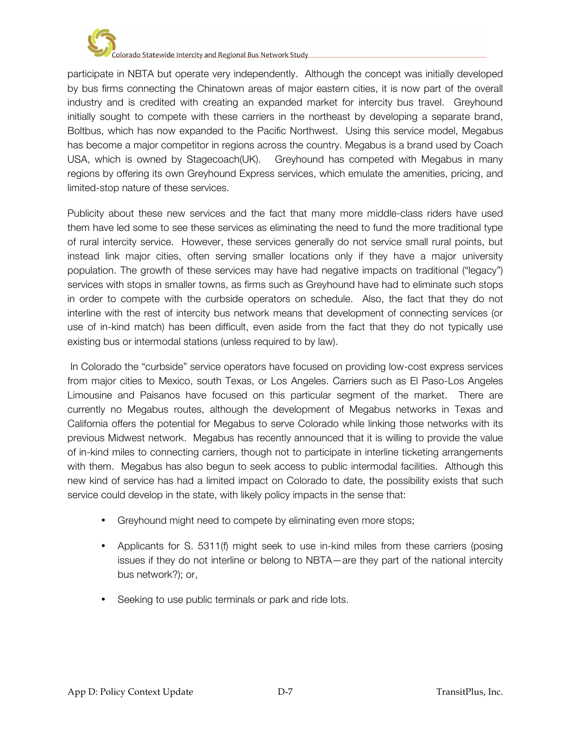participate in NBTA but operate very independently. Although the concept was initially developed by bus firms connecting the Chinatown areas of major eastern cities, it is now part of the overall industry and is credited with creating an expanded market for intercity bus travel. Greyhound initially sought to compete with these carriers in the northeast by developing a separate brand, Boltbus, which has now expanded to the Pacific Northwest. Using this service model, Megabus has become a major competitor in regions across the country. Megabus is a brand used by Coach USA, which is owned by Stagecoach(UK). Greyhound has competed with Megabus in many regions by offering its own Greyhound Express services, which emulate the amenities, pricing, and limited-stop nature of these services.

Publicity about these new services and the fact that many more middle-class riders have used them have led some to see these services as eliminating the need to fund the more traditional type of rural intercity service. However, these services generally do not service small rural points, but instead link major cities, often serving smaller locations only if they have a major university population. The growth of these services may have had negative impacts on traditional ("legacy") services with stops in smaller towns, as firms such as Greyhound have had to eliminate such stops in order to compete with the curbside operators on schedule. Also, the fact that they do not interline with the rest of intercity bus network means that development of connecting services (or use of in-kind match) has been difficult, even aside from the fact that they do not typically use existing bus or intermodal stations (unless required to by law).

In Colorado the "curbside" service operators have focused on providing low-cost express services from major cities to Mexico, south Texas, or Los Angeles. Carriers such as El Paso-Los Angeles Limousine and Paisanos have focused on this particular segment of the market. There are currently no Megabus routes, although the development of Megabus networks in Texas and California offers the potential for Megabus to serve Colorado while linking those networks with its previous Midwest network. Megabus has recently announced that it is willing to provide the value of in-kind miles to connecting carriers, though not to participate in interline ticketing arrangements with them. Megabus has also begun to seek access to public intermodal facilities. Although this new kind of service has had a limited impact on Colorado to date, the possibility exists that such service could develop in the state, with likely policy impacts in the sense that:

- Greyhound might need to compete by eliminating even more stops;
- Applicants for S. 5311(f) might seek to use in-kind miles from these carriers (posing issues if they do not interline or belong to NBTA—are they part of the national intercity bus network?); or,
- Seeking to use public terminals or park and ride lots.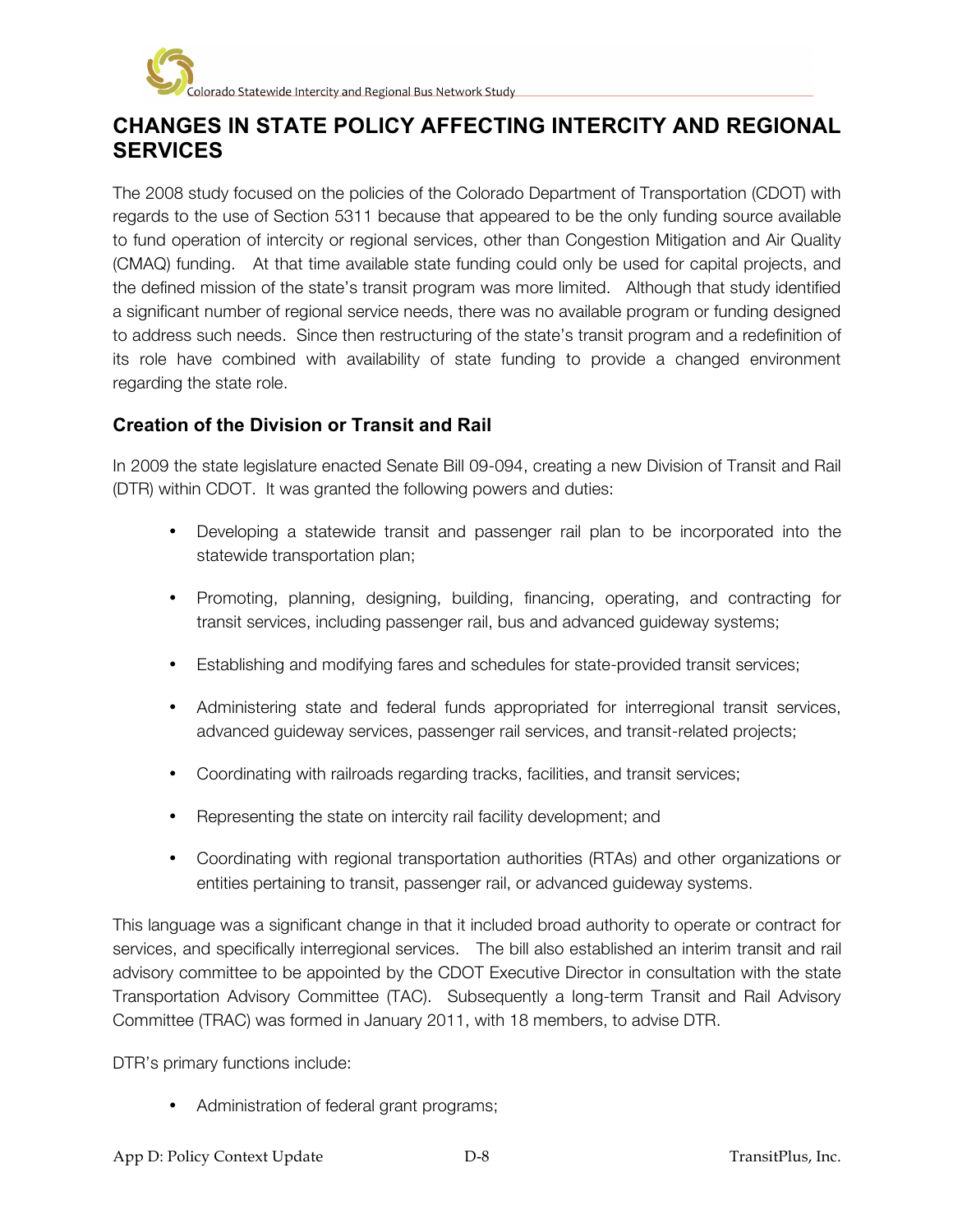## CHANGES IN STATE POLICY AFFECTING INTERCITY AND REGIONAL SERVICES

The 2008 study focused on the policies of the Colorado Department of Transportation (CDOT) with regards to the use of Section 5311 because that appeared to be the only funding source available to fund operation of intercity or regional services, other than Congestion Mitigation and Air Quality (CMAQ) funding. At that time available state funding could only be used for capital projects, and the defined mission of the state's transit program was more limited. Although that study identified a significant number of regional service needs, there was no available program or funding designed to address such needs. Since then restructuring of the state's transit program and a redefinition of its role have combined with availability of state funding to provide a changed environment regarding the state role.

### Creation of the Division or Transit and Rail

In 2009 the state legislature enacted Senate Bill 09-094, creating a new Division of Transit and Rail (DTR) within CDOT. It was granted the following powers and duties:

- Developing a statewide transit and passenger rail plan to be incorporated into the statewide transportation plan;
- Promoting, planning, designing, building, financing, operating, and contracting for transit services, including passenger rail, bus and advanced guideway systems;
- Establishing and modifying fares and schedules for state-provided transit services;
- Administering state and federal funds appropriated for interregional transit services, advanced guideway services, passenger rail services, and transit-related projects;
- Coordinating with railroads regarding tracks, facilities, and transit services;
- Representing the state on intercity rail facility development; and
- Coordinating with regional transportation authorities (RTAs) and other organizations or entities pertaining to transit, passenger rail, or advanced guideway systems.

This language was a significant change in that it included broad authority to operate or contract for services, and specifically interregional services. The bill also established an interim transit and rail advisory committee to be appointed by the CDOT Executive Director in consultation with the state Transportation Advisory Committee (TAC). Subsequently a long-term Transit and Rail Advisory Committee (TRAC) was formed in January 2011, with 18 members, to advise DTR.

DTR's primary functions include:

- Administration of federal grant programs;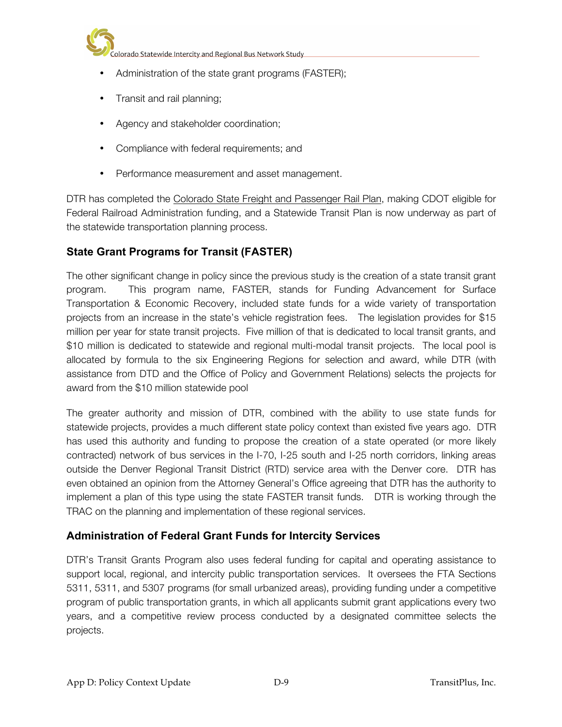- Administration of the state grant programs (FASTER);
- Transit and rail planning;
- Agency and stakeholder coordination;
- Compliance with federal requirements; and
- Performance measurement and asset management.

DTR has completed the Colorado State Freight and Passenger Rail Plan, making CDOT eligible for Federal Railroad Administration funding, and a Statewide Transit Plan is now underway as part of the statewide transportation planning process.

### State Grant Programs for Transit (FASTER)

The other significant change in policy since the previous study is the creation of a state transit grant program. This program name, FASTER, stands for Funding Advancement for Surface Transportation & Economic Recovery, included state funds for a wide variety of transportation projects from an increase in the state's vehicle registration fees. The legislation provides for $15 million per year for state transit projects. Five million of that is dedicated to local transit grants, and $10 million is dedicated to statewide and regional multi-modal transit projects. The local pool is allocated by formula to the six Engineering Regions for selection and award, while DTR (with assistance from DTD and the Office of Policy and Government Relations) selects the projects for award from the $10 million statewide pool

The greater authority and mission of DTR, combined with the ability to use state funds for statewide projects, provides a much different state policy context than existed five years ago. DTR has used this authority and funding to propose the creation of a state operated (or more likely contracted) network of bus services in the I-70, I-25 south and I-25 north corridors, linking areas outside the Denver Regional Transit District (RTD) service area with the Denver core. DTR has even obtained an opinion from the Attorney General's Office agreeing that DTR has the authority to implement a plan of this type using the state FASTER transit funds. DTR is working through the TRAC on the planning and implementation of these regional services.

### Administration of Federal Grant Funds for Intercity Services

DTR's Transit Grants Program also uses federal funding for capital and operating assistance to support local, regional, and intercity public transportation services. It oversees the FTA Sections 5311, 5311, and 5307 programs (for small urbanized areas), providing funding under a competitive program of public transportation grants, in which all applicants submit grant applications every two years, and a competitive review process conducted by a designated committee selects the projects.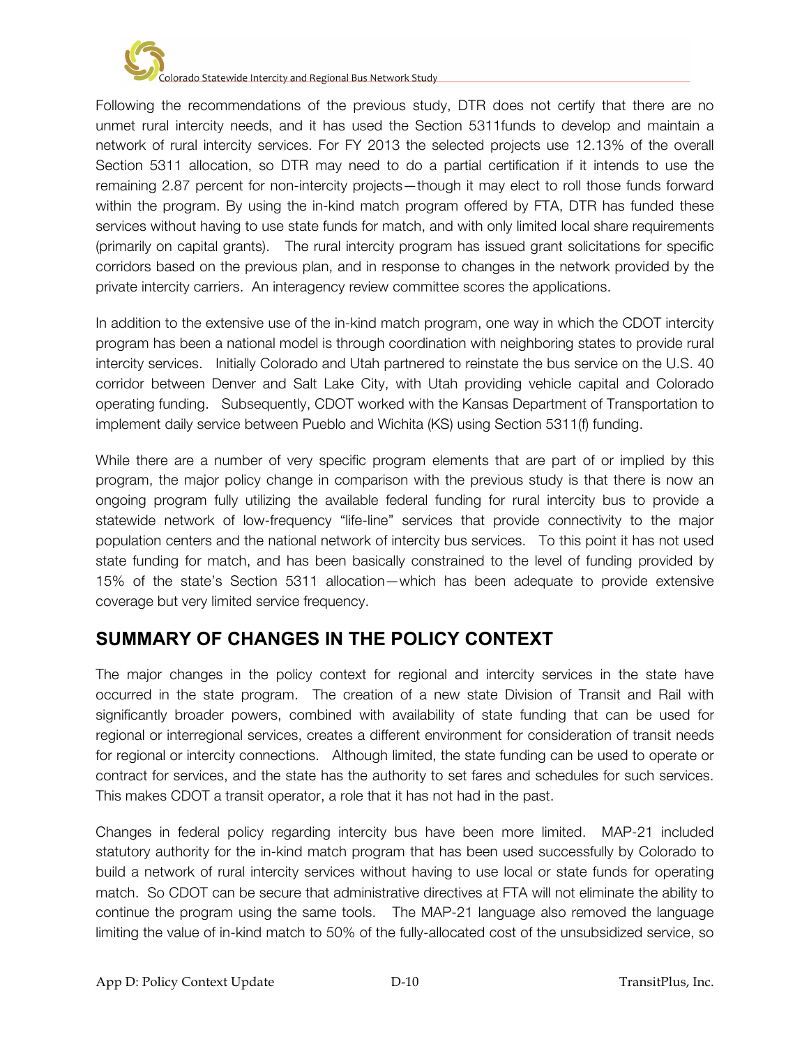Following the recommendations of the previous study, DTR does not certify that there are no unmet rural intercity needs, and it has used the Section 5311funds to develop and maintain a network of rural intercity services. For FY 2013 the selected projects use 12.13% of the overall Section 5311 allocation, so DTR may need to do a partial certification if it intends to use the remaining 2.87 percent for non-intercity projects—though it may elect to roll those funds forward within the program. By using the in-kind match program offered by FTA, DTR has funded these services without having to use state funds for match, and with only limited local share requirements (primarily on capital grants). The rural intercity program has issued grant solicitations for specific corridors based on the previous plan, and in response to changes in the network provided by the private intercity carriers. An interagency review committee scores the applications.

In addition to the extensive use of the in-kind match program, one way in which the CDOT intercity program has been a national model is through coordination with neighboring states to provide rural intercity services. Initially Colorado and Utah partnered to reinstate the bus service on the U.S. 40 corridor between Denver and Salt Lake City, with Utah providing vehicle capital and Colorado operating funding. Subsequently, CDOT worked with the Kansas Department of Transportation to implement daily service between Pueblo and Wichita (KS) using Section 5311(f) funding.

While there are a number of very specific program elements that are part of or implied by this program, the major policy change in comparison with the previous study is that there is now an ongoing program fully utilizing the available federal funding for rural intercity bus to provide a statewide network of low-frequency "life-line" services that provide connectivity to the major population centers and the national network of intercity bus services. To this point it has not used state funding for match, and has been basically constrained to the level of funding provided by 15% of the state's Section 5311 allocation—which has been adequate to provide extensive coverage but very limited service frequency.

## SUMMARY OF CHANGES IN THE POLICY CONTEXT

The major changes in the policy context for regional and intercity services in the state have occurred in the state program. The creation of a new state Division of Transit and Rail with significantly broader powers, combined with availability of state funding that can be used for regional or interregional services, creates a different environment for consideration of transit needs for regional or intercity connections. Although limited, the state funding can be used to operate or contract for services, and the state has the authority to set fares and schedules for such services. This makes CDOT a transit operator, a role that it has not had in the past.

Changes in federal policy regarding intercity bus have been more limited. MAP-21 included statutory authority for the in-kind match program that has been used successfully by Colorado to build a network of rural intercity services without having to use local or state funds for operating match. So CDOT can be secure that administrative directives at FTA will not eliminate the ability to continue the program using the same tools. The MAP-21 language also removed the language limiting the value of in-kind match to 50% of the fully-allocated cost of the unsubsidized service, so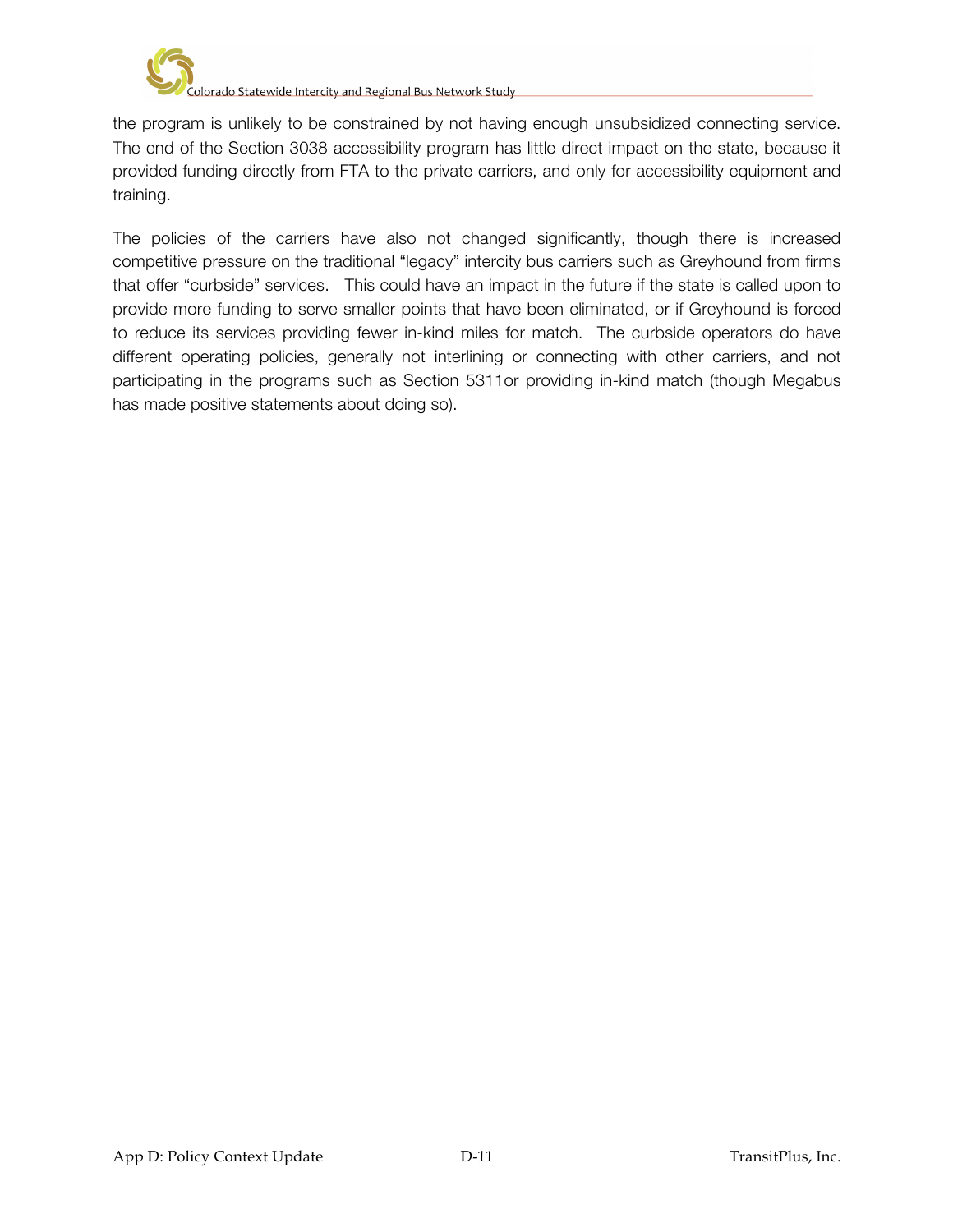the program is unlikely to be constrained by not having enough unsubsidized connecting service. The end of the Section 3038 accessibility program has little direct impact on the state, because it provided funding directly from FTA to the private carriers, and only for accessibility equipment and training.

The policies of the carriers have also not changed significantly, though there is increased competitive pressure on the traditional "legacy" intercity bus carriers such as Greyhound from firms that offer "curbside" services. This could have an impact in the future if the state is called upon to provide more funding to serve smaller points that have been eliminated, or if Greyhound is forced to reduce its services providing fewer in-kind miles for match. The curbside operators do have different operating policies, generally not interlining or connecting with other carriers, and not participating in the programs such as Section 5311or providing in-kind match (though Megabus has made positive statements about doing so).